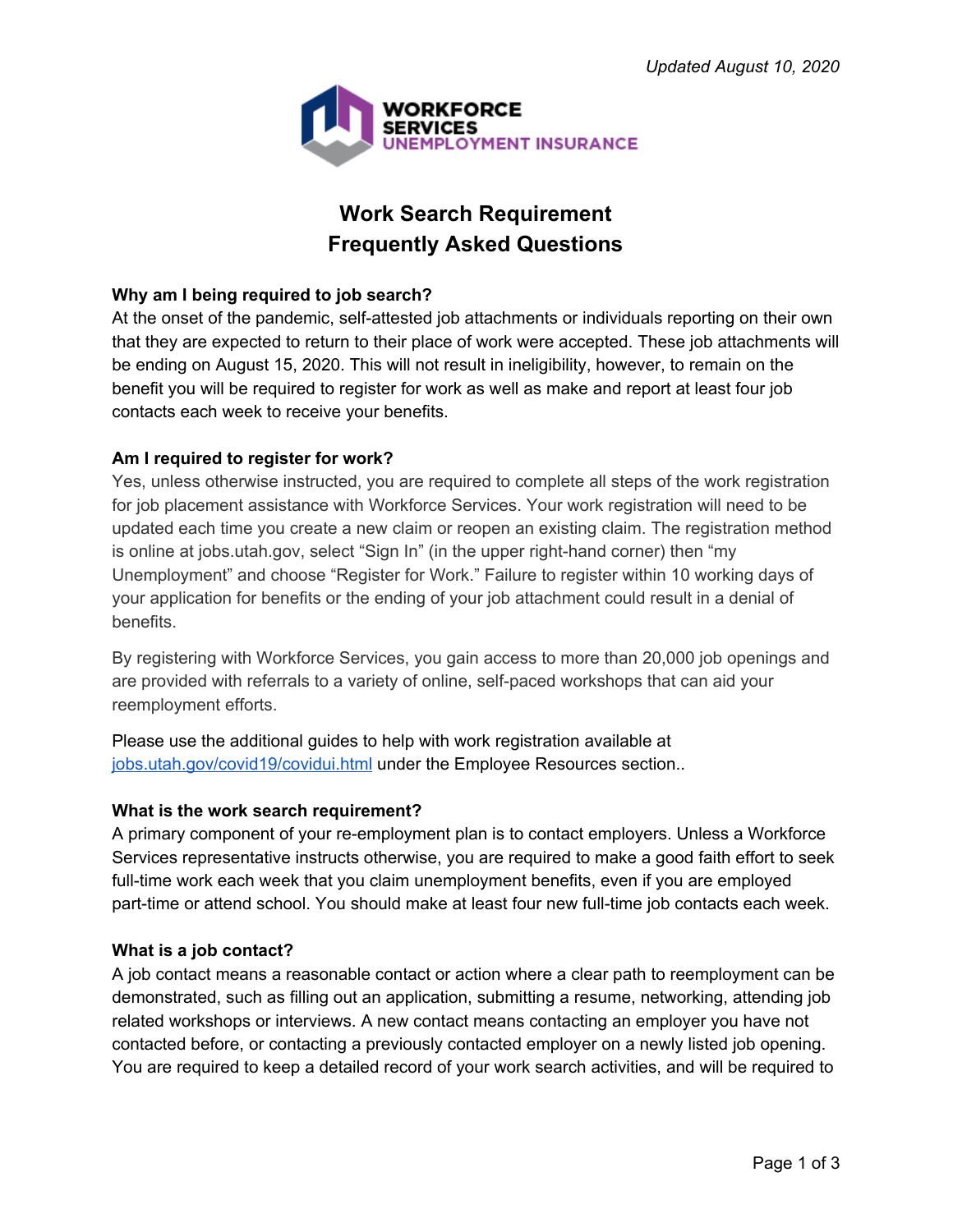Updated August 10, 2020

WORKFORCE SERVICES
UNEMPLOYMENT INSURANCE

# Work Search Requirement Frequently Asked Questions

**Why am I being required to job search?**

At the onset of the pandemic, self-attested job attachments or individuals reporting on their own that they are expected to return to their place of work were accepted. These job attachments will be ending on August 15, 2020. This will not result in ineligibility, however, to remain on the benefit you will be required to register for work as well as make and report at least four job contacts each week to receive your benefits.

**Am I required to register for work?**

Yes, unless otherwise instructed, you are required to complete all steps of the work registration for job placement assistance with Workforce Services. Your work registration will need to be updated each time you create a new claim or reopen an existing claim. The registration method is online at jobs.utah.gov, select "Sign In" (in the upper right-hand corner) then "my Unemployment" and choose "Register for Work." Failure to register within 10 working days of your application for benefits or the ending of your job attachment could result in a denial of benefits.

By registering with Workforce Services, you gain access to more than 20,000 job openings and are provided with referrals to a variety of online, self-paced workshops that can aid your reemployment efforts.

Please use the additional guides to help with work registration available at jobs.utah.gov/covid19/covidui.html under the Employee Resources section..

**What is the work search requirement?**

A primary component of your re-employment plan is to contact employers. Unless a Workforce Services representative instructs otherwise, you are required to make a good faith effort to seek full-time work each week that you claim unemployment benefits, even if you are employed part-time or attend school. You should make at least four new full-time job contacts each week.

**What is a job contact?**

A job contact means a reasonable contact or action where a clear path to reemployment can be demonstrated, such as filling out an application, submitting a resume, networking, attending job related workshops or interviews. A new contact means contacting an employer you have not contacted before, or contacting a previously contacted employer on a newly listed job opening. You are required to keep a detailed record of your work search activities, and will be required to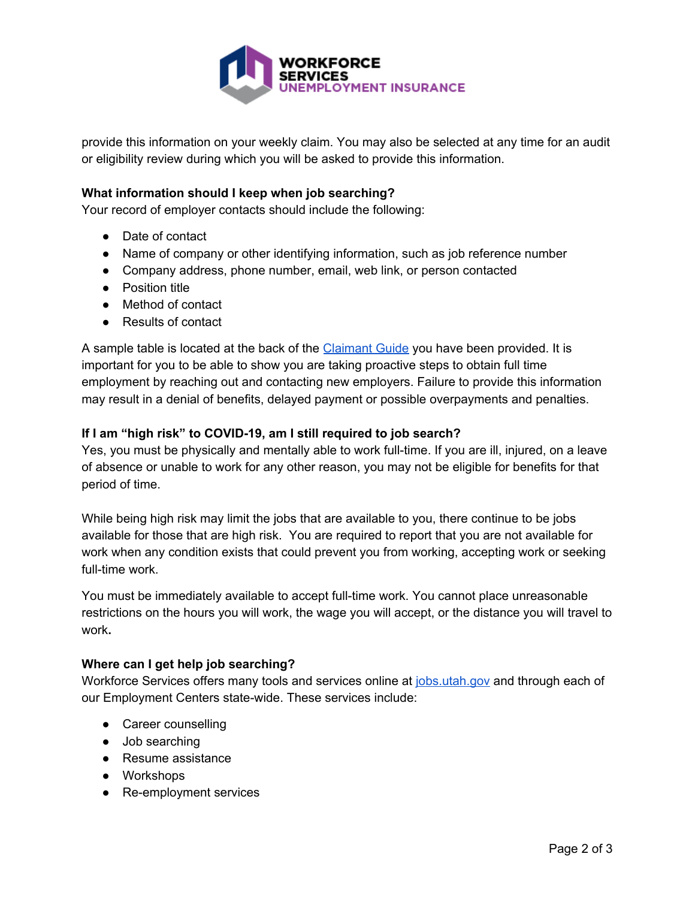provide this information on your weekly claim. You may also be selected at any time for an audit or eligibility review during which you will be asked to provide this information.

**What information should I keep when job searching?**
Your record of employer contacts should include the following:

- Date of contact
- Name of company or other identifying information, such as job reference number
- Company address, phone number, email, web link, or person contacted
- Position title
- Method of contact
- Results of contact

A sample table is located at the back of the [Claimant Guide] you have been provided. It is important for you to be able to show you are taking proactive steps to obtain full time employment by reaching out and contacting new employers. Failure to provide this information may result in a denial of benefits, delayed payment or possible overpayments and penalties.

**If I am "high risk" to COVID-19, am I still required to job search?**
Yes, you must be physically and mentally able to work full-time. If you are ill, injured, on a leave of absence or unable to work for any other reason, you may not be eligible for benefits for that period of time.

While being high risk may limit the jobs that are available to you, there continue to be jobs available for those that are high risk. You are required to report that you are not available for work when any condition exists that could prevent you from working, accepting work or seeking full-time work.

You must be immediately available to accept full-time work. You cannot place unreasonable restrictions on the hours you will work, the wage you will accept, or the distance you will travel to work.

**Where can I get help job searching?**
Workforce Services offers many tools and services online at jobs.utah.gov and through each of our Employment Centers state-wide. These services include:

- Career counselling
- Job searching
- Resume assistance
- Workshops
- Re-employment services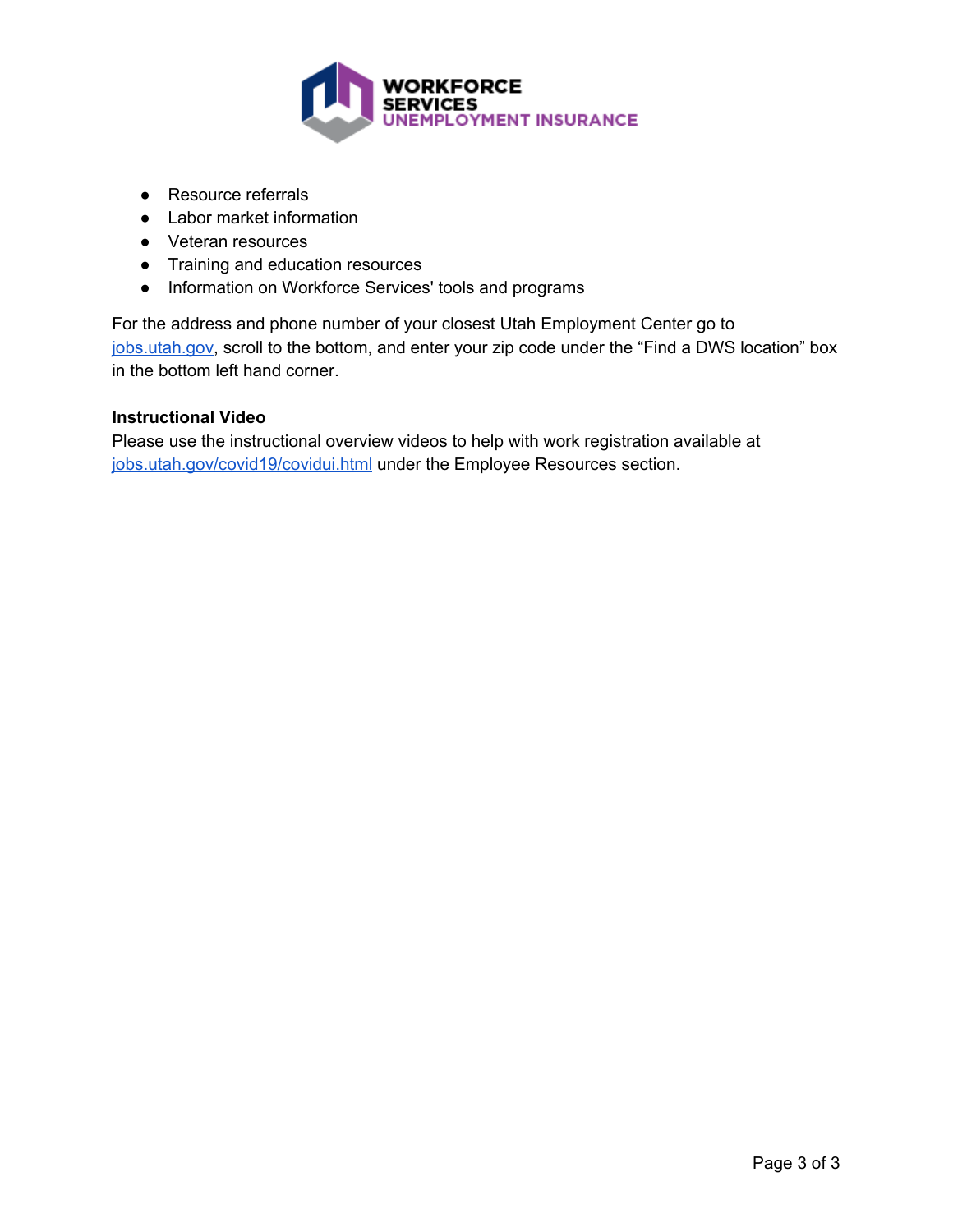- Resource referrals
- Labor market information
- Veteran resources
- Training and education resources
- Information on Workforce Services' tools and programs

For the address and phone number of your closest Utah Employment Center go to jobs.utah.gov, scroll to the bottom, and enter your zip code under the “Find a DWS location” box in the bottom left hand corner.

**Instructional Video**

Please use the instructional overview videos to help with work registration available at jobs.utah.gov/covid19/covidui.html under the Employee Resources section.